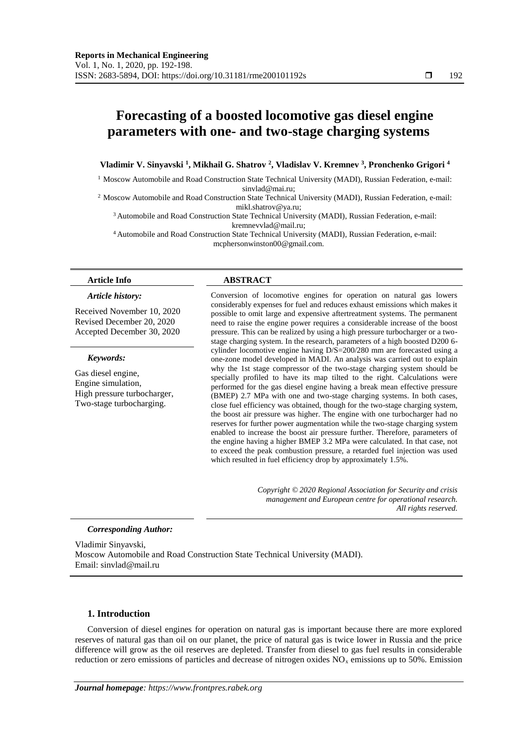# Forecasting of a boosted locomotive gas diesel engine parameters with one- and two-stage charging systems

**Vladimir V. Sinyavski [1], Mikhail G. Shatrov [2], Vladislav V. Kremnev [3], Pronchenko Grigori [4]**

[1] Moscow Automobile and Road Construction State Technical University (MADI), Russian Federation, e-mail: sinvlad@mai.ru;

[2] Moscow Automobile and Road Construction State Technical University (MADI), Russian Federation, e-mail: mikl.shatrov@ya.ru;

[3] Automobile and Road Construction State Technical University (MADI), Russian Federation, e-mail: kremnevvlad@mail.ru;

[4] Automobile and Road Construction State Technical University (MADI), Russian Federation, e-mail: mcphersonwinston00@gmail.com.

**Article Info**

*Article history:*

Received November 10, 2020
Revised December 20, 2020
Accepted December 30, 2020

*Keywords:*

Gas diesel engine,
Engine simulation,
High pressure turbocharger,
Two-stage turbocharging.

**ABSTRACT**

Conversion of locomotive engines for operation on natural gas lowers considerably expenses for fuel and reduces exhaust emissions which makes it possible to omit large and expensive aftertreatment systems. The permanent need to raise the engine power requires a considerable increase of the boost pressure. This can be realized by using a high pressure turbocharger or a two-stage charging system. In the research, parameters of a high boosted D200 6-cylinder locomotive engine having D/S=200/280 mm are forecasted using a one-zone model developed in MADI. An analysis was carried out to explain why the 1st stage compressor of the two-stage charging system should be specially profiled to have its map tilted to the right. Calculations were performed for the gas diesel engine having a break mean effective pressure (BMEP) 2.7 MPa with one and two-stage charging systems. In both cases, close fuel efficiency was obtained, though for the two-stage charging system, the boost air pressure was higher. The engine with one turbocharger had no reserves for further power augmentation while the two-stage charging system enabled to increase the boost air pressure further. Therefore, parameters of the engine having a higher BMEP 3.2 MPa were calculated. In that case, not to exceed the peak combustion pressure, a retarded fuel injection was used which resulted in fuel efficiency drop by approximately 1.5%.

*Copyright © 2020 Regional Association for Security and crisis management and European centre for operational research. All rights reserved.*

***Corresponding Author:***

Vladimir Sinyavski,
Moscow Automobile and Road Construction State Technical University (MADI).
Email: sinvlad@mail.ru

## 1. Introduction

Conversion of diesel engines for operation on natural gas is important because there are more explored reserves of natural gas than oil on our planet, the price of natural gas is twice lower in Russia and the price difference will grow as the oil reserves are depleted. Transfer from diesel to gas fuel results in considerable reduction or zero emissions of particles and decrease of nitrogen oxides $NO_x$ emissions up to 50%. Emission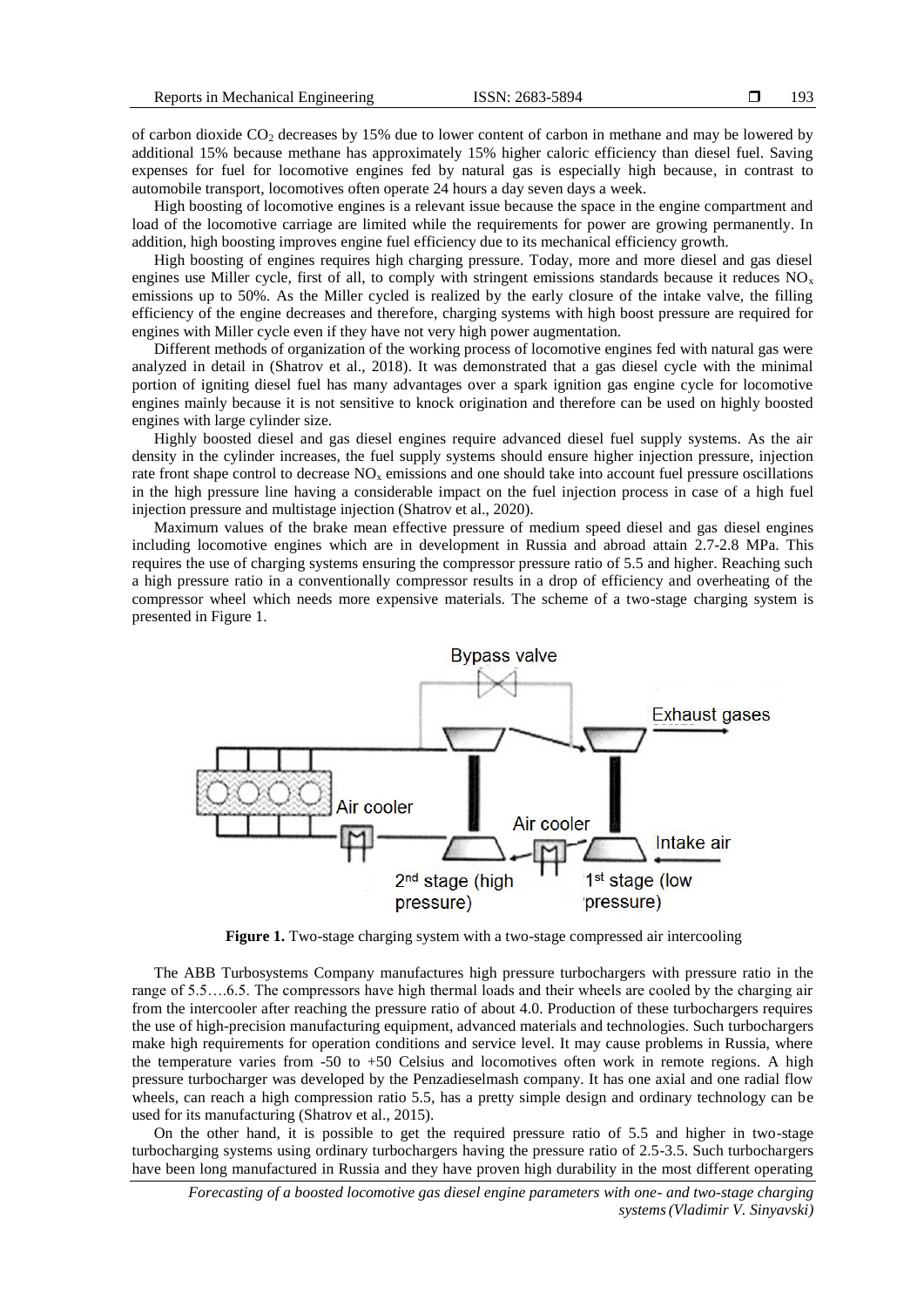of carbon dioxide $CO_2$ decreases by 15% due to lower content of carbon in methane and may be lowered by additional 15% because methane has approximately 15% higher caloric efficiency than diesel fuel. Saving expenses for fuel for locomotive engines fed by natural gas is especially high because, in contrast to automobile transport, locomotives often operate 24 hours a day seven days a week.

High boosting of locomotive engines is a relevant issue because the space in the engine compartment and load of the locomotive carriage are limited while the requirements for power are growing permanently. In addition, high boosting improves engine fuel efficiency due to its mechanical efficiency growth.

High boosting of engines requires high charging pressure. Today, more and more diesel and gas diesel engines use Miller cycle, first of all, to comply with stringent emissions standards because it reduces $NO_x$ emissions up to 50%. As the Miller cycled is realized by the early closure of the intake valve, the filling efficiency of the engine decreases and therefore, charging systems with high boost pressure are required for engines with Miller cycle even if they have not very high power augmentation.

Different methods of organization of the working process of locomotive engines fed with natural gas were analyzed in detail in (Shatrov et al., 2018). It was demonstrated that a gas diesel cycle with the minimal portion of igniting diesel fuel has many advantages over a spark ignition gas engine cycle for locomotive engines mainly because it is not sensitive to knock origination and therefore can be used on highly boosted engines with large cylinder size.

Highly boosted diesel and gas diesel engines require advanced diesel fuel supply systems. As the air density in the cylinder increases, the fuel supply systems should ensure higher injection pressure, injection rate front shape control to decrease $NO_x$ emissions and one should take into account fuel pressure oscillations in the high pressure line having a considerable impact on the fuel injection process in case of a high fuel injection pressure and multistage injection (Shatrov et al., 2020).

Maximum values of the brake mean effective pressure of medium speed diesel and gas diesel engines including locomotive engines which are in development in Russia and abroad attain 2.7-2.8 MPa. This requires the use of charging systems ensuring the compressor pressure ratio of 5.5 and higher. Reaching such a high pressure ratio in a conventionally compressor results in a drop of efficiency and overheating of the compressor wheel which needs more expensive materials. The scheme of a two-stage charging system is presented in Figure 1.

**Figure 1.** Two-stage charging system with a two-stage compressed air intercooling

The ABB Turbosystems Company manufactures high pressure turbochargers with pressure ratio in the range of 5.5….6.5. The compressors have high thermal loads and their wheels are cooled by the charging air from the intercooler after reaching the pressure ratio of about 4.0. Production of these turbochargers requires the use of high-precision manufacturing equipment, advanced materials and technologies. Such turbochargers make high requirements for operation conditions and service level. It may cause problems in Russia, where the temperature varies from -50 to +50 Celsius and locomotives often work in remote regions. A high pressure turbocharger was developed by the Penzadieselmash company. It has one axial and one radial flow wheels, can reach a high compression ratio 5.5, has a pretty simple design and ordinary technology can be used for its manufacturing (Shatrov et al., 2015).

On the other hand, it is possible to get the required pressure ratio of 5.5 and higher in two-stage turbocharging systems using ordinary turbochargers having the pressure ratio of 2.5-3.5. Such turbochargers have been long manufactured in Russia and they have proven high durability in the most different operating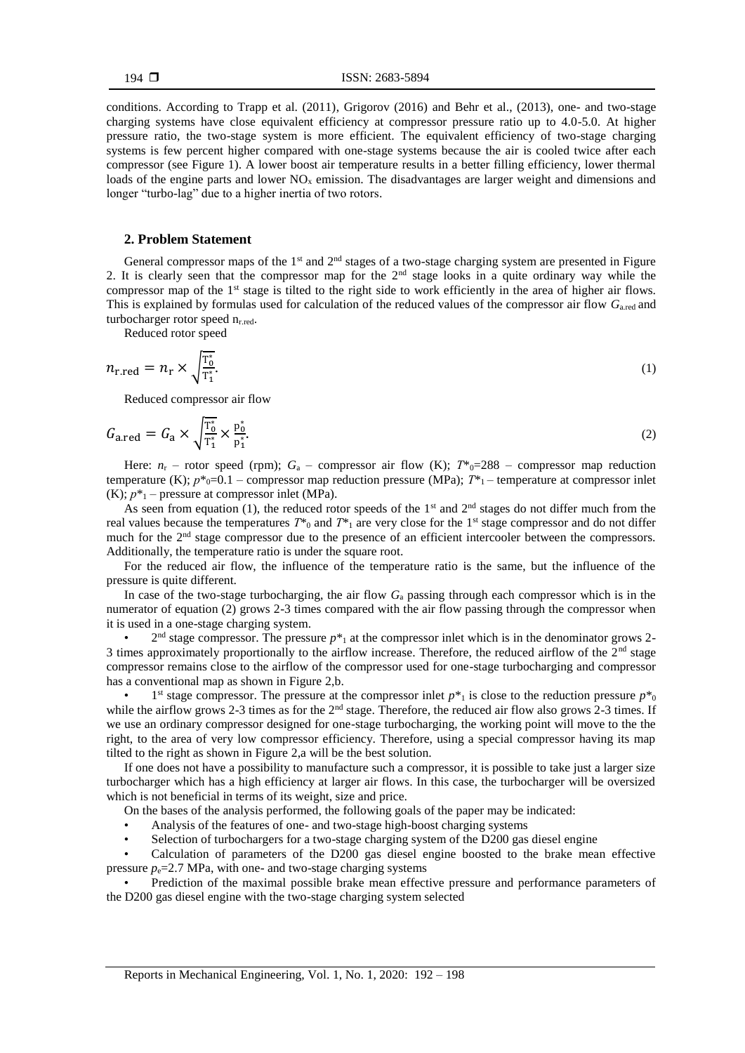conditions. According to Trapp et al. (2011), Grigorov (2016) and Behr et al., (2013), one- and two-stage charging systems have close equivalent efficiency at compressor pressure ratio up to 4.0-5.0. At higher pressure ratio, the two-stage system is more efficient. The equivalent efficiency of two-stage charging systems is few percent higher compared with one-stage systems because the air is cooled twice after each compressor (see Figure 1). A lower boost air temperature results in a better filling efficiency, lower thermal loads of the engine parts and lower $NO_x$ emission. The disadvantages are larger weight and dimensions and longer "turbo-lag" due to a higher inertia of two rotors.

## 2. Problem Statement

General compressor maps of the 1st and 2nd stages of a two-stage charging system are presented in Figure 2. It is clearly seen that the compressor map for the 2nd stage looks in a quite ordinary way while the compressor map of the 1st stage is tilted to the right side to work efficiently in the area of higher air flows. This is explained by formulas used for calculation of the reduced values of the compressor air flow $G_{a.red}$ and turbocharger rotor speed $n_{r.red}$.

Reduced rotor speed

$$n_{\mathrm{r.red}} = n_{\mathrm{r}} \times \sqrt{\frac{T_0^*}{T_1^*}}. \tag{1}$$

Reduced compressor air flow

$$G_{\mathrm{a.red}} = G_{\mathrm{a}} \times \sqrt{\frac{T_0^*}{T_1^*}} \times \frac{p_0^*}{p_1^*}. \tag{2}$$

Here: $n_r$ – rotor speed (rpm); $G_a$ – compressor air flow (K); $T^*_0$=288 – compressor map reduction temperature (K); $p^*_0$=0.1 – compressor map reduction pressure (MPa); $T^*_1$ – temperature at compressor inlet (K); $p^*_1$ – pressure at compressor inlet (MPa).

As seen from equation (1), the reduced rotor speeds of the 1st and 2nd stages do not differ much from the real values because the temperatures $T^*_0$ and $T^*_1$ are very close for the 1st stage compressor and do not differ much for the 2nd stage compressor due to the presence of an efficient intercooler between the compressors. Additionally, the temperature ratio is under the square root.

For the reduced air flow, the influence of the temperature ratio is the same, but the influence of the pressure is quite different.

In case of the two-stage turbocharging, the air flow $G_a$ passing through each compressor which is in the numerator of equation (2) grows 2-3 times compared with the air flow passing through the compressor when it is used in a one-stage charging system.

- 2nd stage compressor. The pressure $p^*_1$ at the compressor inlet which is in the denominator grows 2-3 times approximately proportionally to the airflow increase. Therefore, the reduced airflow of the 2nd stage compressor remains close to the airflow of the compressor used for one-stage turbocharging and compressor has a conventional map as shown in Figure 2,b.
- 1st stage compressor. The pressure at the compressor inlet $p^*_1$ is close to the reduction pressure $p^*_0$ while the airflow grows 2-3 times as for the 2nd stage. Therefore, the reduced air flow also grows 2-3 times. If we use an ordinary compressor designed for one-stage turbocharging, the working point will move to the the right, to the area of very low compressor efficiency. Therefore, using a special compressor having its map tilted to the right as shown in Figure 2,a will be the best solution.

If one does not have a possibility to manufacture such a compressor, it is possible to take just a larger size turbocharger which has a high efficiency at larger air flows. In this case, the turbocharger will be oversized which is not beneficial in terms of its weight, size and price.

On the bases of the analysis performed, the following goals of the paper may be indicated:

- Analysis of the features of one- and two-stage high-boost charging systems
- Selection of turbochargers for a two-stage charging system of the D200 gas diesel engine
- Calculation of parameters of the D200 gas diesel engine boosted to the brake mean effective pressure $p_e$=2.7 MPa, with one- and two-stage charging systems
- Prediction of the maximal possible brake mean effective pressure and performance parameters of the D200 gas diesel engine with the two-stage charging system selected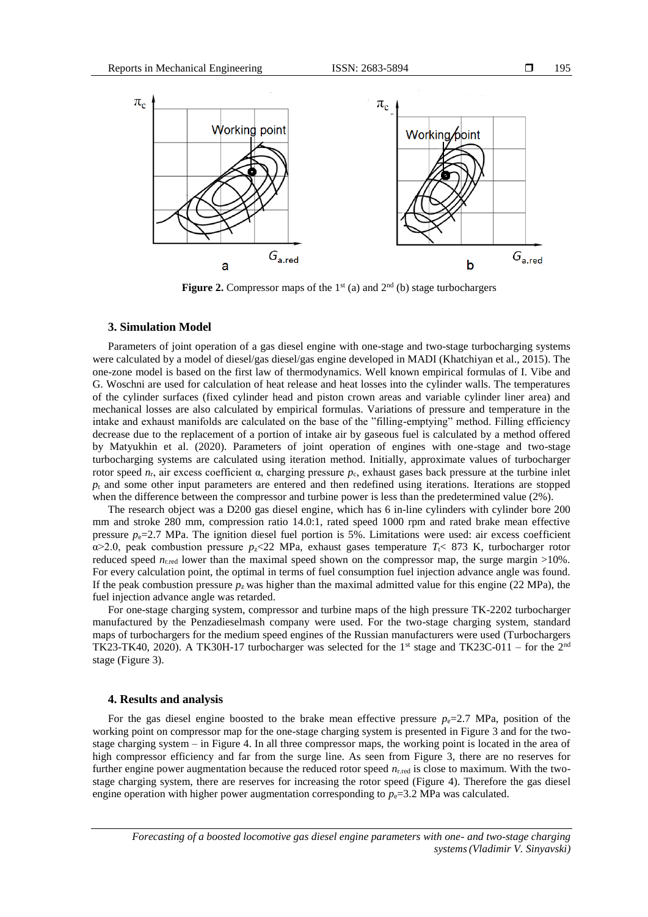**Figure 2.** Compressor maps of the 1st (a) and 2nd (b) stage turbochargers

### 3. Simulation Model

Parameters of joint operation of a gas diesel engine with one-stage and two-stage turbocharging systems were calculated by a model of diesel/gas diesel/gas engine developed in MADI (Khatchiyan et al., 2015). The one-zone model is based on the first law of thermodynamics. Well known empirical formulas of I. Vibe and G. Woschni are used for calculation of heat release and heat losses into the cylinder walls. The temperatures of the cylinder surfaces (fixed cylinder head and piston crown areas and variable cylinder liner area) and mechanical losses are also calculated by empirical formulas. Variations of pressure and temperature in the intake and exhaust manifolds are calculated on the base of the "filling-emptying" method. Filling efficiency decrease due to the replacement of a portion of intake air by gaseous fuel is calculated by a method offered by Matyukhin et al. (2020). Parameters of joint operation of engines with one-stage and two-stage turbocharging systems are calculated using iteration method. Initially, approximate values of turbocharger rotor speed $n_r$, air excess coefficient α, charging pressure $p_c$, exhaust gases back pressure at the turbine inlet $p_t$ and some other input parameters are entered and then redefined using iterations. Iterations are stopped when the difference between the compressor and turbine power is less than the predetermined value (2%).

The research object was a D200 gas diesel engine, which has 6 in-line cylinders with cylinder bore 200 mm and stroke 280 mm, compression ratio 14.0:1, rated speed 1000 rpm and rated brake mean effective pressure $p_e$=2.7 MPa. The ignition diesel fuel portion is 5%. Limitations were used: air excess coefficient $\alpha$>2.0, peak combustion pressure $p_z$<22 MPa, exhaust gases temperature $T_t$< 873 K, turbocharger rotor reduced speed $n_{r.red}$ lower than the maximal speed shown on the compressor map, the surge margin >10%. For every calculation point, the optimal in terms of fuel consumption fuel injection advance angle was found. If the peak combustion pressure $p_z$ was higher than the maximal admitted value for this engine (22 MPa), the fuel injection advance angle was retarded.

For one-stage charging system, compressor and turbine maps of the high pressure TK-2202 turbocharger manufactured by the Penzadieselmash company were used. For the two-stage charging system, standard maps of turbochargers for the medium speed engines of the Russian manufacturers were used (Turbochargers TK23-TK40, 2020). A TK30H-17 turbocharger was selected for the 1st stage and TK23C-011 – for the 2nd stage (Figure 3).

### 4. Results and analysis

For the gas diesel engine boosted to the brake mean effective pressure $p_e$=2.7 MPa, position of the working point on compressor map for the one-stage charging system is presented in Figure 3 and for the two-stage charging system – in Figure 4. In all three compressor maps, the working point is located in the area of high compressor efficiency and far from the surge line. As seen from Figure 3, there are no reserves for further engine power augmentation because the reduced rotor speed $n_{r.red}$ is close to maximum. With the two-stage charging system, there are reserves for increasing the rotor speed (Figure 4). Therefore the gas diesel engine operation with higher power augmentation corresponding to $p_e$=3.2 MPa was calculated.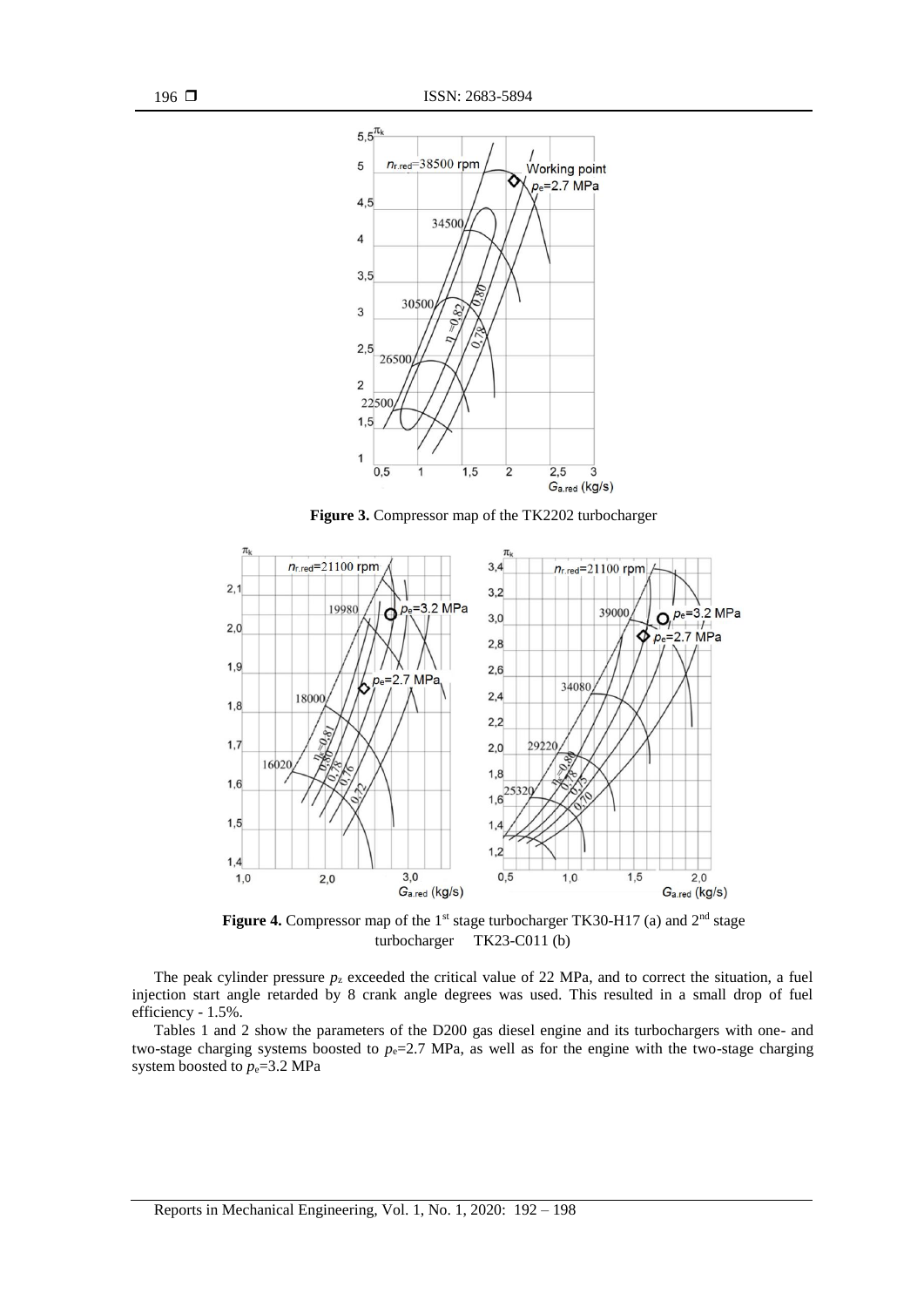**Figure 3.** Compressor map of the TK2202 turbocharger

**Figure 4.** Compressor map of the 1st stage turbocharger TK30-H17 (a) and 2nd stage turbocharger TK23-C011 (b)

The peak cylinder pressure $p_z$ exceeded the critical value of 22 MPa, and to correct the situation, a fuel injection start angle retarded by 8 crank angle degrees was used. This resulted in a small drop of fuel efficiency - 1.5%.

Tables 1 and 2 show the parameters of the D200 gas diesel engine and its turbochargers with one- and two-stage charging systems boosted to $p_e$=2.7 MPa, as well as for the engine with the two-stage charging system boosted to $p_e$=3.2 MPa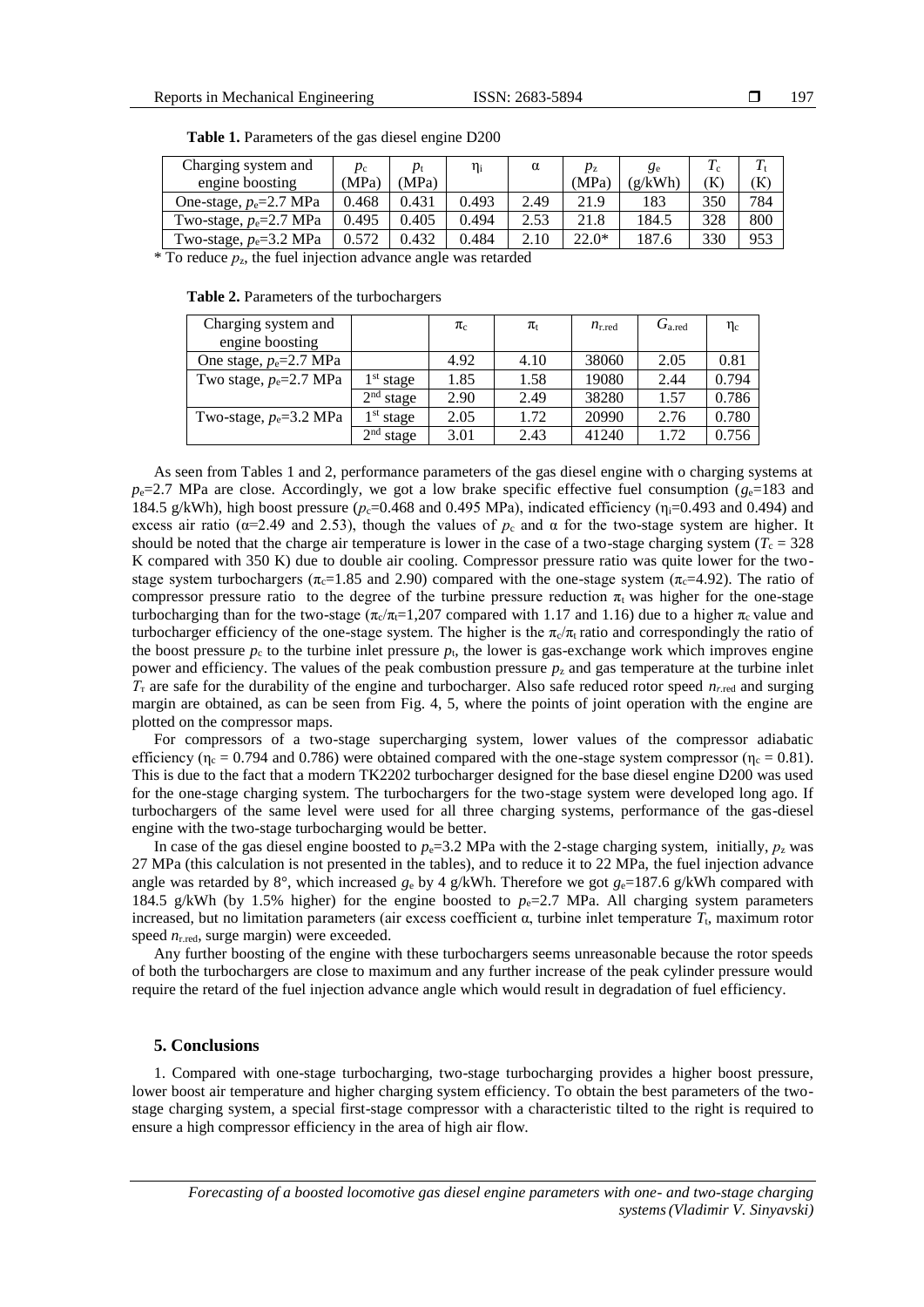**Table 1.** Parameters of the gas diesel engine D200

| Charging system and engine boosting | $p_c$ (MPa) | $p_t$ (MPa) | $\eta_i$ | $\alpha$ | $p_z$ (MPa) | $g_e$ (g/kWh) | $T_c$ (K) | $T_t$ (K) |
|---|---|---|---|---|---|---|---|---|
| One-stage, $p_e$=2.7 MPa | 0.468 | 0.431 | 0.493 | 2.49 | 21.9 | 183 | 350 | 784 |
| Two-stage, $p_e$=2.7 MPa | 0.495 | 0.405 | 0.494 | 2.53 | 21.8 | 184.5 | 328 | 800 |
| Two-stage, $p_e$=3.2 MPa | 0.572 | 0.432 | 0.484 | 2.10 | 22.0* | 187.6 | 330 | 953 |

\* To reduce $p_z$, the fuel injection advance angle was retarded

**Table 2.** Parameters of the turbochargers

| Charging system and engine boosting | | $\pi_c$ | $\pi_t$ | $n_{r.red}$ | $G_{a.red}$ | $\eta_c$ |
|---|---|---|---|---|---|---|
| One stage, $p_e$=2.7 MPa | | 4.92 | 4.10 | 38060 | 2.05 | 0.81 |
| Two stage, $p_e$=2.7 MPa | 1st stage | 1.85 | 1.58 | 19080 | 2.44 | 0.794 |
| | 2nd stage | 2.90 | 2.49 | 38280 | 1.57 | 0.786 |
| Two-stage, $p_e$=3.2 MPa | 1st stage | 2.05 | 1.72 | 20990 | 2.76 | 0.780 |
| | 2nd stage | 3.01 | 2.43 | 41240 | 1.72 | 0.756 |

As seen from Tables 1 and 2, performance parameters of the gas diesel engine with o charging systems at $p_e$=2.7 MPa are close. Accordingly, we got a low brake specific effective fuel consumption ($g_e$=183 and 184.5 g/kWh), high boost pressure ($p_c$=0.468 and 0.495 MPa), indicated efficiency ($\eta_i$=0.493 and 0.494) and excess air ratio ($\alpha$=2.49 and 2.53), though the values of $p_c$ and $\alpha$ for the two-stage system are higher. It should be noted that the charge air temperature is lower in the case of a two-stage charging system ($T_c$ = 328 K compared with 350 K) due to double air cooling. Compressor pressure ratio was quite lower for the two-stage system turbochargers ($\pi_c$=1.85 and 2.90) compared with the one-stage system ($\pi_c$=4.92). The ratio of compressor pressure ratio to the degree of the turbine pressure reduction $\pi_t$ was higher for the one-stage turbocharging than for the two-stage ($\pi_c/\pi_t$=1,207 compared with 1.17 and 1.16) due to a higher $\pi_c$ value and turbocharger efficiency of the one-stage system. The higher is the $\pi_c/\pi_t$ ratio and correspondingly the ratio of the boost pressure $p_c$ to the turbine inlet pressure $p_t$, the lower is gas-exchange work which improves engine power and efficiency. The values of the peak combustion pressure $p_z$ and gas temperature at the turbine inlet $T_т$ are safe for the durability of the engine and turbocharger. Also safe reduced rotor speed $n_{r.red}$ and surging margin are obtained, as can be seen from Fig. 4, 5, where the points of joint operation with the engine are plotted on the compressor maps.

For compressors of a two-stage supercharging system, lower values of the compressor adiabatic efficiency ($\eta_c$ = 0.794 and 0.786) were obtained compared with the one-stage system compressor ($\eta_c$ = 0.81). This is due to the fact that a modern TK2202 turbocharger designed for the base diesel engine D200 was used for the one-stage charging system. The turbochargers for the two-stage system were developed long ago. If turbochargers of the same level were used for all three charging systems, performance of the gas-diesel engine with the two-stage turbocharging would be better.

In case of the gas diesel engine boosted to $p_e$=3.2 MPa with the 2-stage charging system, initially, $p_z$ was 27 MPa (this calculation is not presented in the tables), and to reduce it to 22 MPa, the fuel injection advance angle was retarded by 8°, which increased $g_e$ by 4 g/kWh. Therefore we got $g_e$=187.6 g/kWh compared with 184.5 g/kWh (by 1.5% higher) for the engine boosted to $p_e$=2.7 MPa. All charging system parameters increased, but no limitation parameters (air excess coefficient $\alpha$, turbine inlet temperature $T_t$, maximum rotor speed $n_{r.red}$, surge margin) were exceeded.

Any further boosting of the engine with these turbochargers seems unreasonable because the rotor speeds of both the turbochargers are close to maximum and any further increase of the peak cylinder pressure would require the retard of the fuel injection advance angle which would result in degradation of fuel efficiency.

## 5. Conclusions

1. Compared with one-stage turbocharging, two-stage turbocharging provides a higher boost pressure, lower boost air temperature and higher charging system efficiency. To obtain the best parameters of the two-stage charging system, a special first-stage compressor with a characteristic tilted to the right is required to ensure a high compressor efficiency in the area of high air flow.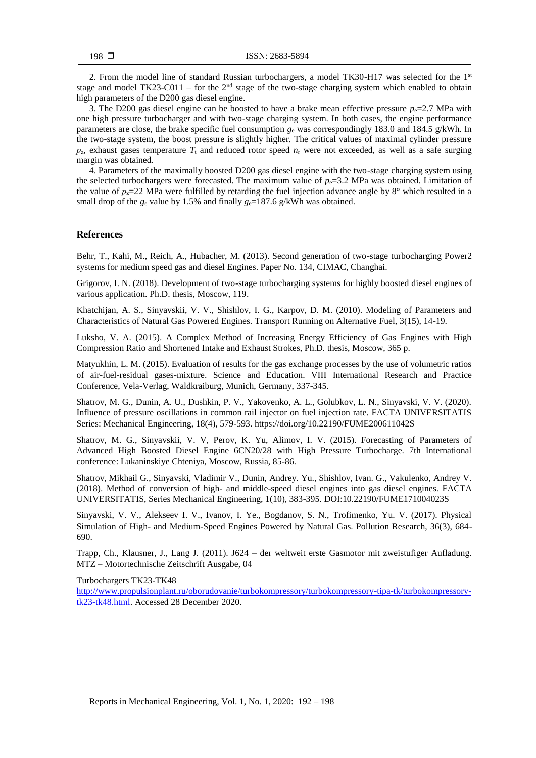2. From the model line of standard Russian turbochargers, a model TK30-H17 was selected for the 1st stage and model TK23-C011 – for the 2nd stage of the two-stage charging system which enabled to obtain high parameters of the D200 gas diesel engine.

3. The D200 gas diesel engine can be boosted to have a brake mean effective pressure $p_e$=2.7 MPa with one high pressure turbocharger and with two-stage charging system. In both cases, the engine performance parameters are close, the brake specific fuel consumption $g_e$ was correspondingly 183.0 and 184.5 g/kWh. In the two-stage system, the boost pressure is slightly higher. The critical values of maximal cylinder pressure $p_z$, exhaust gases temperature $T_t$ and reduced rotor speed $n_r$ were not exceeded, as well as a safe surging margin was obtained.

4. Parameters of the maximally boosted D200 gas diesel engine with the two-stage charging system using the selected turbochargers were forecasted. The maximum value of $p_e$=3.2 MPa was obtained. Limitation of the value of $p_z$=22 MPa were fulfilled by retarding the fuel injection advance angle by 8° which resulted in a small drop of the $g_e$ value by 1.5% and finally $g_e$=187.6 g/kWh was obtained.

## References

Behr, T., Kahi, M., Reich, A., Hubacher, M. (2013). Second generation of two-stage turbocharging Power2 systems for medium speed gas and diesel Engines. Paper No. 134, CIMAC, Changhai.

Grigorov, I. N. (2018). Development of two-stage turbocharging systems for highly boosted diesel engines of various application. Ph.D. thesis, Moscow, 119.

Khatchijan, A. S., Sinyavskii, V. V., Shishlov, I. G., Karpov, D. M. (2010). Modeling of Parameters and Characteristics of Natural Gas Powered Engines. Transport Running on Alternative Fuel, 3(15), 14-19.

Luksho, V. A. (2015). A Complex Method of Increasing Energy Efficiency of Gas Engines with High Compression Ratio and Shortened Intake and Exhaust Strokes, Ph.D. thesis, Moscow, 365 p.

Matyukhin, L. M. (2015). Evaluation of results for the gas exchange processes by the use of volumetric ratios of air-fuel-residual gases-mixture. Science and Education. VIII International Research and Practice Conference, Vela-Verlag, Waldkraiburg, Munich, Germany, 337-345.

Shatrov, M. G., Dunin, A. U., Dushkin, P. V., Yakovenko, A. L., Golubkov, L. N., Sinyavski, V. V. (2020). Influence of pressure oscillations in common rail injector on fuel injection rate. FACTA UNIVERSITATIS Series: Mechanical Engineering, 18(4), 579-593. https://doi.org/10.22190/FUME200611042S

Shatrov, M. G., Sinyavskii, V. V, Perov, K. Yu, Alimov, I. V. (2015). Forecasting of Parameters of Advanced High Boosted Diesel Engine 6CN20/28 with High Pressure Turbocharge. 7th International conference: Lukaninskiye Chteniya, Moscow, Russia, 85-86.

Shatrov, Mikhail G., Sinyavski, Vladimir V., Dunin, Andrey. Yu., Shishlov, Ivan. G., Vakulenko, Andrey V. (2018). Method of conversion of high- and middle-speed diesel engines into gas diesel engines. FACTA UNIVERSITATIS, Series Mechanical Engineering, 1(10), 383-395. DOI:10.22190/FUME171004023S

Sinyavski, V. V., Alekseev I. V., Ivanov, I. Ye., Bogdanov, S. N., Trofimenko, Yu. V. (2017). Physical Simulation of High- and Medium-Speed Engines Powered by Natural Gas. Pollution Research, 36(3), 684-690.

Trapp, Ch., Klausner, J., Lang J. (2011). J624 – der weltweit erste Gasmotor mit zweistufiger Aufladung. MTZ – Motortechnische Zeitschrift Ausgabe, 04

Turbochargers TK23-TK48 http://www.propulsionplant.ru/oborudovanie/turbokompressory/turbokompressory-tipa-tk/turbokompressory-tk23-tk48.html. Accessed 28 December 2020.